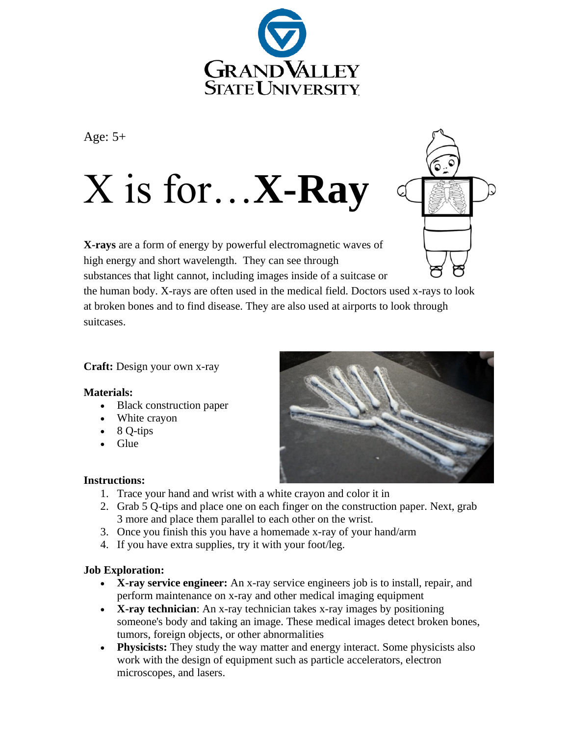Age: 5+

# X is for…**X-Ray**

**X-rays** are a form of energy by powerful electromagnetic waves of high energy and short wavelength. They can see through substances that light cannot, including images inside of a suitcase or the human body. X-rays are often used in the medical field. Doctors used x-rays to look at broken bones and to find disease. They are also used at airports to look through suitcases.

**Craft:** Design your own x-ray

**Materials:**

- Black construction paper
- White crayon
- 8 Q-tips
- Glue

**Instructions:**

1. Trace your hand and wrist with a white crayon and color it in
2. Grab 5 Q-tips and place one on each finger on the construction paper. Next, grab 3 more and place them parallel to each other on the wrist.
3. Once you finish this you have a homemade x-ray of your hand/arm
4. If you have extra supplies, try it with your foot/leg.

**Job Exploration:**

- **X-ray service engineer:** An x-ray service engineers job is to install, repair, and perform maintenance on x-ray and other medical imaging equipment
- **X-ray technician**: An x-ray technician takes x-ray images by positioning someone's body and taking an image. These medical images detect broken bones, tumors, foreign objects, or other abnormalities
- **Physicists:** They study the way matter and energy interact. Some physicists also work with the design of equipment such as particle accelerators, electron microscopes, and lasers.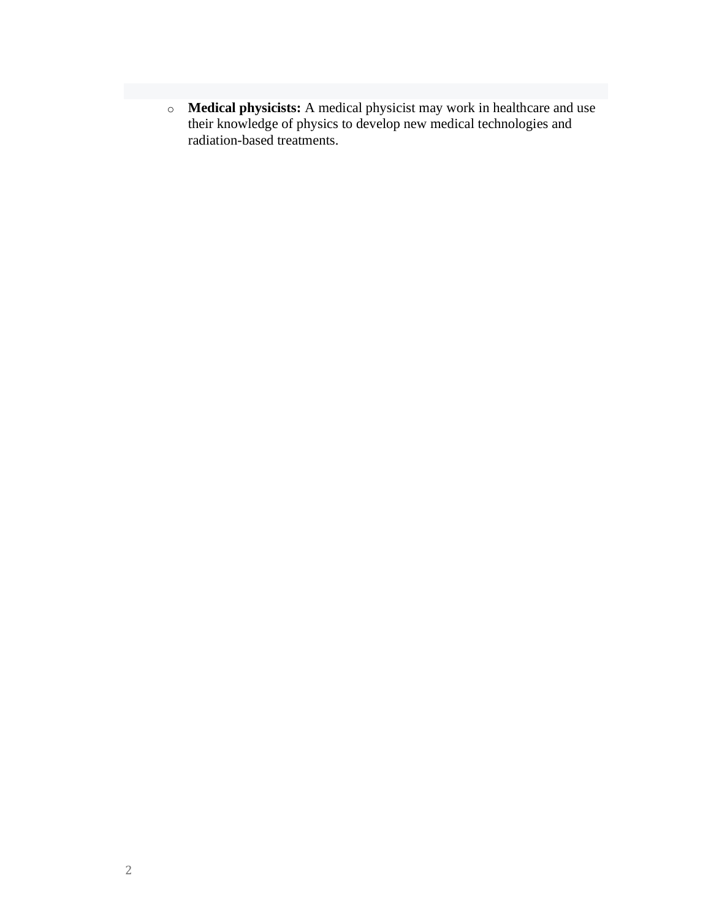- **Medical physicists:** A medical physicist may work in healthcare and use their knowledge of physics to develop new medical technologies and radiation-based treatments.